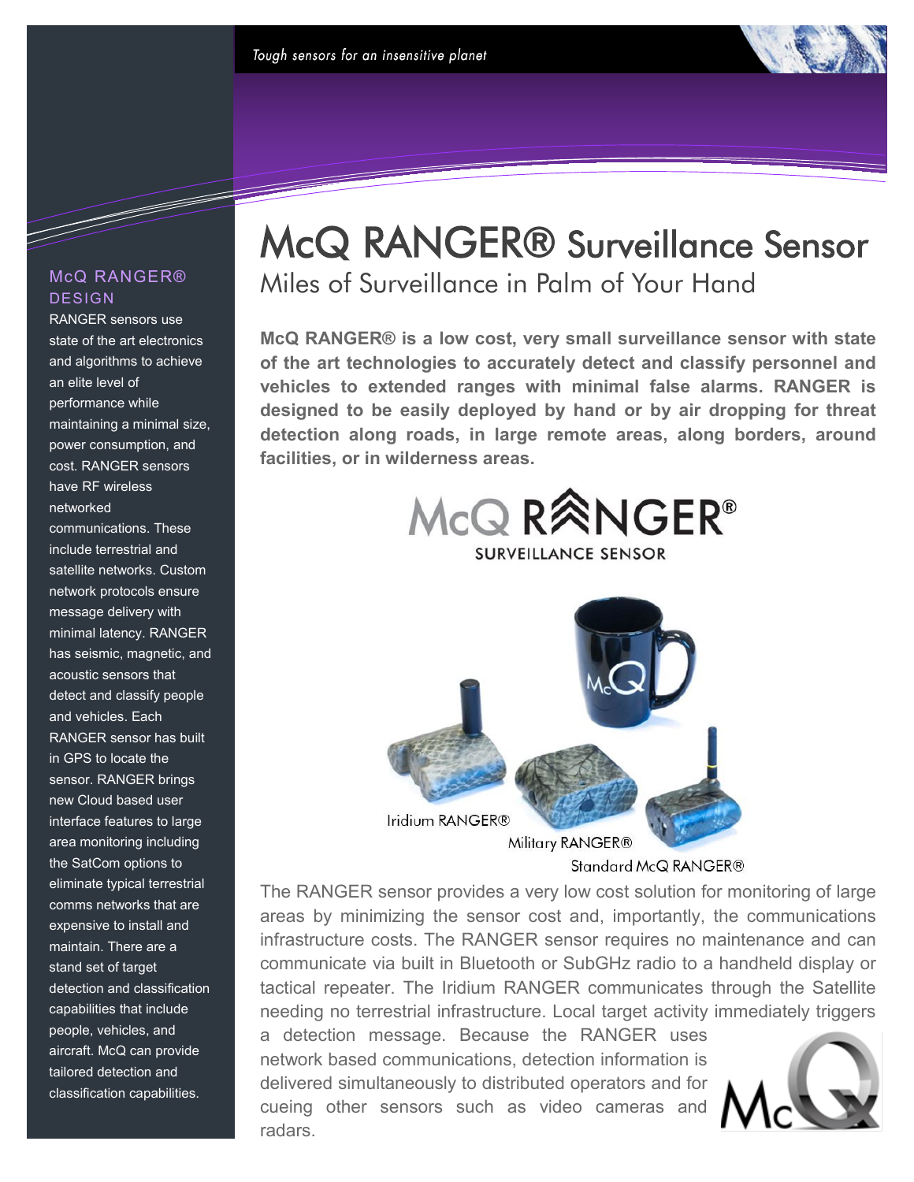*Tough sensors for an insensitive planet*

# McQ RANGER® Surveillance Sensor

## Miles of Surveillance in Palm of Your Hand

**McQ RANGER® is a low cost, very small surveillance sensor with state of the art technologies to accurately detect and classify personnel and vehicles to extended ranges with minimal false alarms. RANGER is designed to be easily deployed by hand or by air dropping for threat detection along roads, in large remote areas, along borders, around facilities, or in wilderness areas.**

McQ RANGER® SURVEILLANCE SENSOR

Iridium RANGER®

Military RANGER®

Standard McQ RANGER®

The RANGER sensor provides a very low cost solution for monitoring of large areas by minimizing the sensor cost and, importantly, the communications infrastructure costs. The RANGER sensor requires no maintenance and can communicate via built in Bluetooth or SubGHz radio to a handheld display or tactical repeater. The Iridium RANGER communicates through the Satellite needing no terrestrial infrastructure. Local target activity immediately triggers a detection message. Because the RANGER uses network based communications, detection information is delivered simultaneously to distributed operators and for cueing other sensors such as video cameras and radars.

### McQ RANGER® DESIGN

RANGER sensors use state of the art electronics and algorithms to achieve an elite level of performance while maintaining a minimal size, power consumption, and cost. RANGER sensors have RF wireless networked communications. These include terrestrial and satellite networks. Custom network protocols ensure message delivery with minimal latency. RANGER has seismic, magnetic, and acoustic sensors that detect and classify people and vehicles. Each RANGER sensor has built in GPS to locate the sensor. RANGER brings new Cloud based user interface features to large area monitoring including the SatCom options to eliminate typical terrestrial comms networks that are expensive to install and maintain. There are a stand set of target detection and classification capabilities that include people, vehicles, and aircraft. McQ can provide tailored detection and classification capabilities.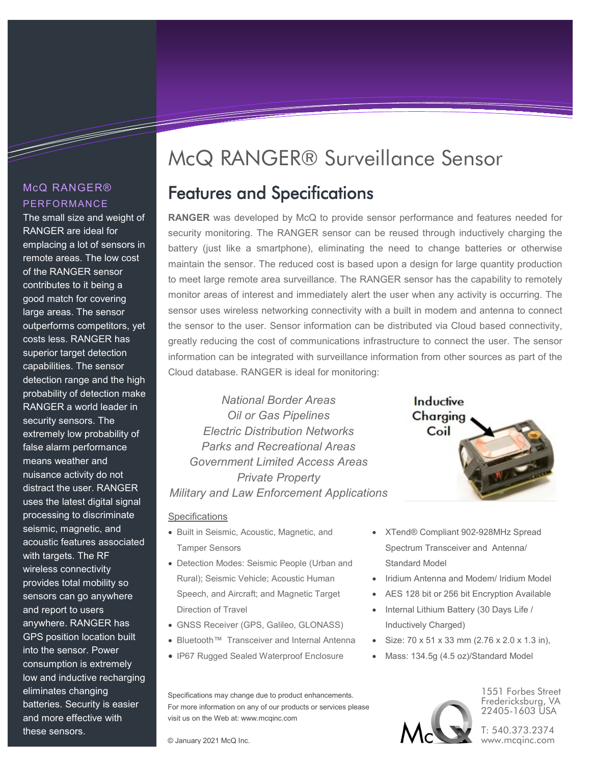# McQ RANGER® Surveillance Sensor

## Features and Specifications

**RANGER** was developed by McQ to provide sensor performance and features needed for security monitoring. The RANGER sensor can be reused through inductively charging the battery (just like a smartphone), eliminating the need to change batteries or otherwise maintain the sensor. The reduced cost is based upon a design for large quantity production to meet large remote area surveillance. The RANGER sensor has the capability to remotely monitor areas of interest and immediately alert the user when any activity is occurring. The sensor uses wireless networking connectivity with a built in modem and antenna to connect the sensor to the user. Sensor information can be distributed via Cloud based connectivity, greatly reducing the cost of communications infrastructure to connect the user. The sensor information can be integrated with surveillance information from other sources as part of the Cloud database. RANGER is ideal for monitoring:

*National Border Areas*
*Oil or Gas Pipelines*
*Electric Distribution Networks*
*Parks and Recreational Areas*
*Government Limited Access Areas*
*Private Property*
*Military and Law Enforcement Applications*

Inductive Charging Coil

### Specifications

- Built in Seismic, Acoustic, Magnetic, and Tamper Sensors
- Detection Modes: Seismic People (Urban and Rural); Seismic Vehicle; Acoustic Human Speech, and Aircraft; and Magnetic Target Direction of Travel
- GNSS Receiver (GPS, Galileo, GLONASS)
- Bluetooth™ Transceiver and Internal Antenna
- IP67 Rugged Sealed Waterproof Enclosure
- XTend® Compliant 902-928MHz Spread Spectrum Transceiver and Antenna/ Standard Model
- Iridium Antenna and Modem/ Iridium Model
- AES 128 bit or 256 bit Encryption Available
- Internal Lithium Battery (30 Days Life / Inductively Charged)
- Size: 70 x 51 x 33 mm (2.76 x 2.0 x 1.3 in),
- Mass: 134.5g (4.5 oz)/Standard Model

### McQ RANGER® PERFORMANCE

The small size and weight of RANGER are ideal for emplacing a lot of sensors in remote areas. The low cost of the RANGER sensor contributes to it being a good match for covering large areas. The sensor outperforms competitors, yet costs less. RANGER has superior target detection capabilities. The sensor detection range and the high probability of detection make RANGER a world leader in security sensors. The extremely low probability of false alarm performance means weather and nuisance activity do not distract the user. RANGER uses the latest digital signal processing to discriminate seismic, magnetic, and acoustic features associated with targets. The RF wireless connectivity provides total mobility so sensors can go anywhere and report to users anywhere. RANGER has GPS position location built into the sensor. Power consumption is extremely low and inductive recharging eliminates changing batteries. Security is easier and more effective with these sensors.

Specifications may change due to product enhancements.
For more information on any of our products or services please visit us on the Web at: www.mcqinc.com

© January 2021 McQ Inc.

1551 Forbes Street
Fredericksburg, VA
22405-1603 USA

T: 540.373.2374
www.mcqinc.com